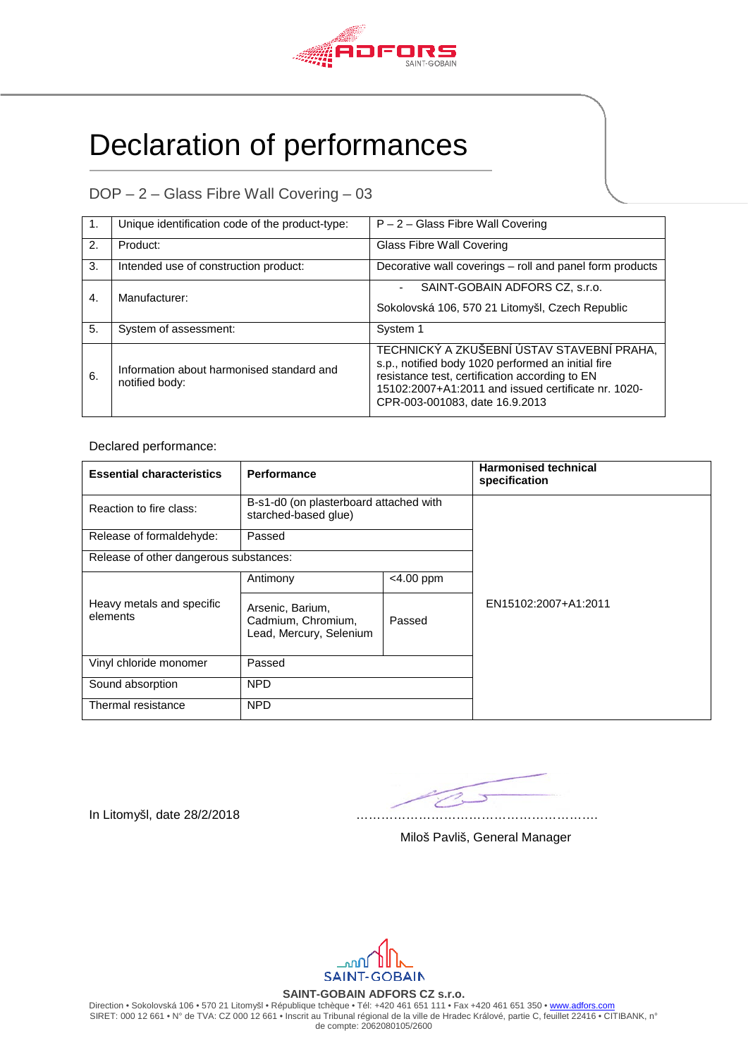# Declaration of performances

## DOP – 2 – Glass Fibre Wall Covering – 03

| | | |
|---|---|---|
| 1. | Unique identification code of the product-type: | P – 2 – Glass Fibre Wall Covering |
| 2. | Product: | Glass Fibre Wall Covering |
| 3. | Intended use of construction product: | Decorative wall coverings – roll and panel form products |
| 4. | Manufacturer: | - SAINT-GOBAIN ADFORS CZ, s.r.o. Sokolovská 106, 570 21 Litomyšl, Czech Republic |
| 5. | System of assessment: | System 1 |
| 6. | Information about harmonised standard and notified body: | TECHNICKÝ A ZKUŠEBNÍ ÚSTAV STAVEBNÍ PRAHA, s.p., notified body 1020 performed an initial fire resistance test, certification according to EN 15102:2007+A1:2011 and issued certificate nr. 1020-CPR-003-001083, date 16.9.2013 |

Declared performance:

| Essential characteristics | Performance | | Harmonised technical specification |
|---|---|---|---|
| Reaction to fire class: | B-s1-d0 (on plasterboard attached with starched-based glue) | | EN15102:2007+A1:2011 |
| Release of formaldehyde: | Passed | | |
| Release of other dangerous substances: | | | |
| Heavy metals and specific elements | Antimony | <4.00 ppm | |
| | Arsenic, Barium, Cadmium, Chromium, Lead, Mercury, Selenium | Passed | |
| Vinyl chloride monomer | Passed | | |
| Sound absorption | NPD | | |
| Thermal resistance | NPD | | |

In Litomyšl, date 28/2/2018 ……………………………………………………

Miloš Pavliš, General Manager

**SAINT-GOBAIN ADFORS CZ s.r.o.**

Direction • Sokolovská 106 • 570 21 Litomyšl • République tchèque • Tél: +420 461 651 111 • Fax +420 461 651 350 • www.adfors.com
SIRET: 000 12 661 • N° de TVA: CZ 000 12 661 • Inscrit au Tribunal régional de la ville de Hradec Králové, partie C, feuillet 22416 • CITIBANK, n° de compte: 2062080105/2600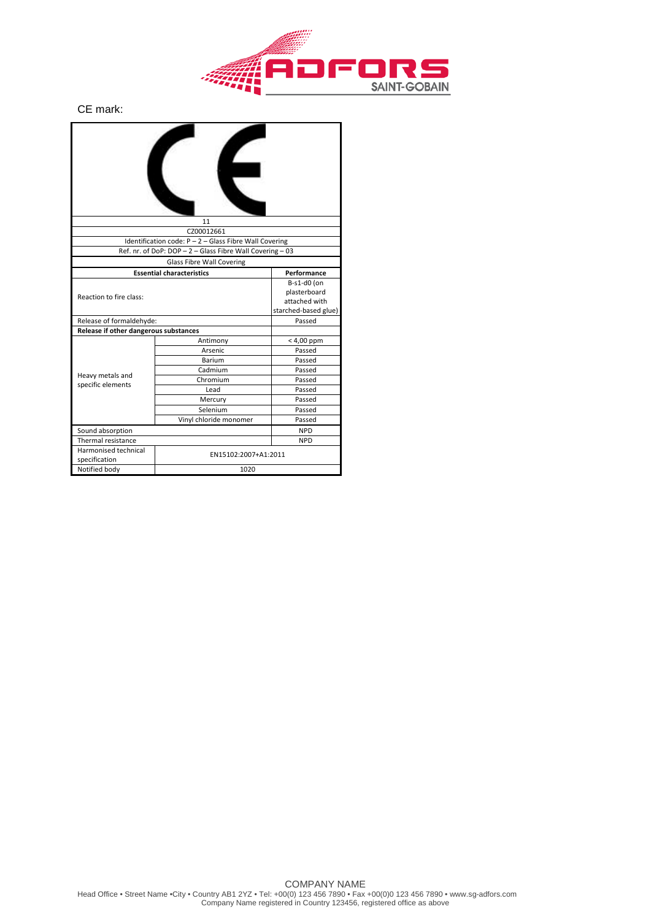CE mark:

| | | |
|---|---|---|
| 11 | | |
| CZ00012661 | | |
| Identification code: P – 2 – Glass Fibre Wall Covering | | |
| Ref. nr. of DoP: DOP – 2 – Glass Fibre Wall Covering – 03 | | |
| Glass Fibre Wall Covering | | |
| **Essential characteristics** | | **Performance** |
| Reaction to fire class: | | B-s1-d0 (on plasterboard attached with starched-based glue) |
| Release of formaldehyde: | | Passed |
| **Release if other dangerous substances** | | |
| Heavy metals and specific elements | Antimony | < 4,00 ppm |
| | Arsenic | Passed |
| | Barium | Passed |
| | Cadmium | Passed |
| | Chromium | Passed |
| | Lead | Passed |
| | Mercury | Passed |
| | Selenium | Passed |
| | Vinyl chloride monomer | Passed |
| Sound absorption | | NPD |
| Thermal resistance | | NPD |
| Harmonised technical specification | EN15102:2007+A1:2011 | |
| Notified body | 1020 | |

COMPANY NAME
Head Office • Street Name •City • Country AB1 2YZ • Tel: +00(0) 123 456 7890 • Fax +00(0)0 123 456 7890 • www.sg-adfors.com
Company Name registered in Country 123456, registered office as above